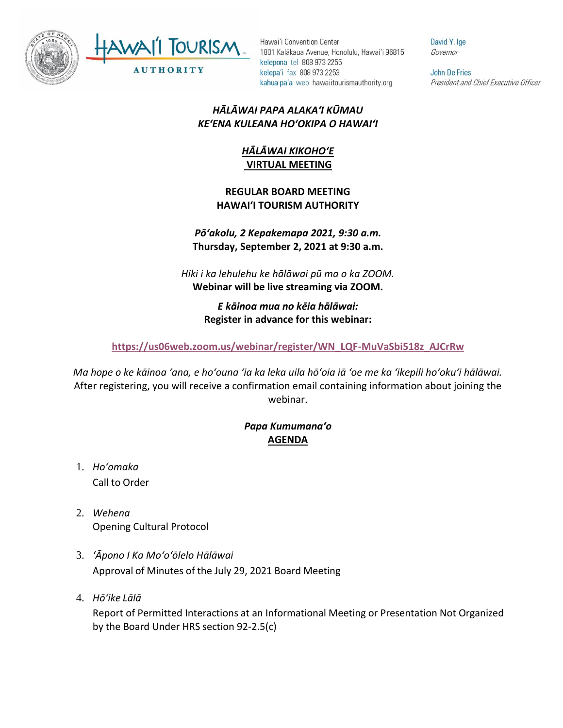Hawai'i Convention Center
1801 Kalākaua Avenue, Honolulu, Hawai'i 96815
kelepona tel 808 973 2255
kelepa'i fax 808 973 2253
kahua pa'a web hawaiitourismauthority.org

David Y. Ige
*Governor*

John De Fries
*President and Chief Executive Officer*

***HĀLĀWAI PAPA ALAKAʻI KŪMAU***
***KEʻENA KULEANA HOʻOKIPA O HAWAIʻI***

***HĀLĀWAI KIKOHOʻE***
**VIRTUAL MEETING**

**REGULAR BOARD MEETING**
**HAWAIʻI TOURISM AUTHORITY**

***Pōʻakolu, 2 Kepakemapa 2021, 9:30 a.m.***
**Thursday, September 2, 2021 at 9:30 a.m.**

*Hiki i ka lehulehu ke hālāwai pū ma o ka ZOOM.*
**Webinar will be live streaming via ZOOM.**

***E kāinoa mua no kēia hālāwai:***
**Register in advance for this webinar:**

**https://us06web.zoom.us/webinar/register/WN_LQF-MuVaSbi518z_AJCrRw**

*Ma hope o ke kāinoa ʻana, e hoʻouna ʻia ka leka uila hōʻoia iā ʻoe me ka ʻikepili hoʻokuʻi hālāwai.*
After registering, you will receive a confirmation email containing information about joining the webinar.

***Papa Kumumanaʻo***
**AGENDA**

1. *Hoʻomaka*
   Call to Order

2. *Wehena*
   Opening Cultural Protocol

3. *ʻĀpono I Ka Moʻoʻōlelo Hālāwai*
   Approval of Minutes of the July 29, 2021 Board Meeting

4. *Hōʻike Lālā*
   Report of Permitted Interactions at an Informational Meeting or Presentation Not Organized by the Board Under HRS section 92-2.5(c)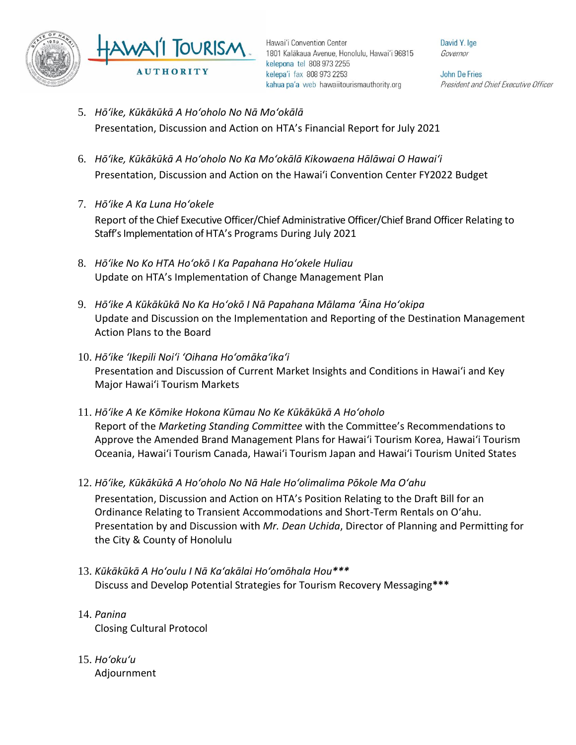5. *Hōʻike, Kūkākūkā A Hoʻoholo No Nā Moʻokālā*
   Presentation, Discussion and Action on HTA's Financial Report for July 2021

6. *Hōʻike, Kūkākūkā A Hoʻoholo No Ka Moʻokālā Kikowaena Hālāwai O Hawaiʻi*
   Presentation, Discussion and Action on the Hawaiʻi Convention Center FY2022 Budget

7. *Hōʻike A Ka Luna Hoʻokele*
   Report of the Chief Executive Officer/Chief Administrative Officer/Chief Brand Officer Relating to Staff's Implementation of HTA's Programs During July 2021

8. *Hōʻike No Ko HTA Hoʻokō I Ka Papahana Hoʻokele Huliau*
   Update on HTA's Implementation of Change Management Plan

9. *Hōʻike A Kūkākūkā No Ka Hoʻokō I Nā Papahana Mālama ʻĀina Hoʻokipa*
   Update and Discussion on the Implementation and Reporting of the Destination Management Action Plans to the Board

10. *Hōʻike ʻIkepili Noiʻi ʻOihana Hoʻomākaʻikaʻi*
    Presentation and Discussion of Current Market Insights and Conditions in Hawaiʻi and Key Major Hawaiʻi Tourism Markets

11. *Hōʻike A Ke Kōmike Hokona Kūmau No Ke Kūkākūkā A Hoʻoholo*
    Report of the *Marketing Standing Committee* with the Committee's Recommendations to Approve the Amended Brand Management Plans for Hawaiʻi Tourism Korea, Hawaiʻi Tourism Oceania, Hawaiʻi Tourism Canada, Hawaiʻi Tourism Japan and Hawaiʻi Tourism United States

12. *Hōʻike, Kūkākūkā A Hoʻoholo No Nā Hale Hoʻolimalima Pōkole Ma Oʻahu*
    Presentation, Discussion and Action on HTA's Position Relating to the Draft Bill for an Ordinance Relating to Transient Accommodations and Short-Term Rentals on Oʻahu. Presentation by and Discussion with *Mr. Dean Uchida*, Director of Planning and Permitting for the City & County of Honolulu

13. *Kūkākūkā A Hoʻoulu I Nā Kaʻakālai Hoʻomōhala Hou****
    Discuss and Develop Potential Strategies for Tourism Recovery Messaging***

14. *Panina*
    Closing Cultural Protocol

15. *Hoʻokuʻu*
    Adjournment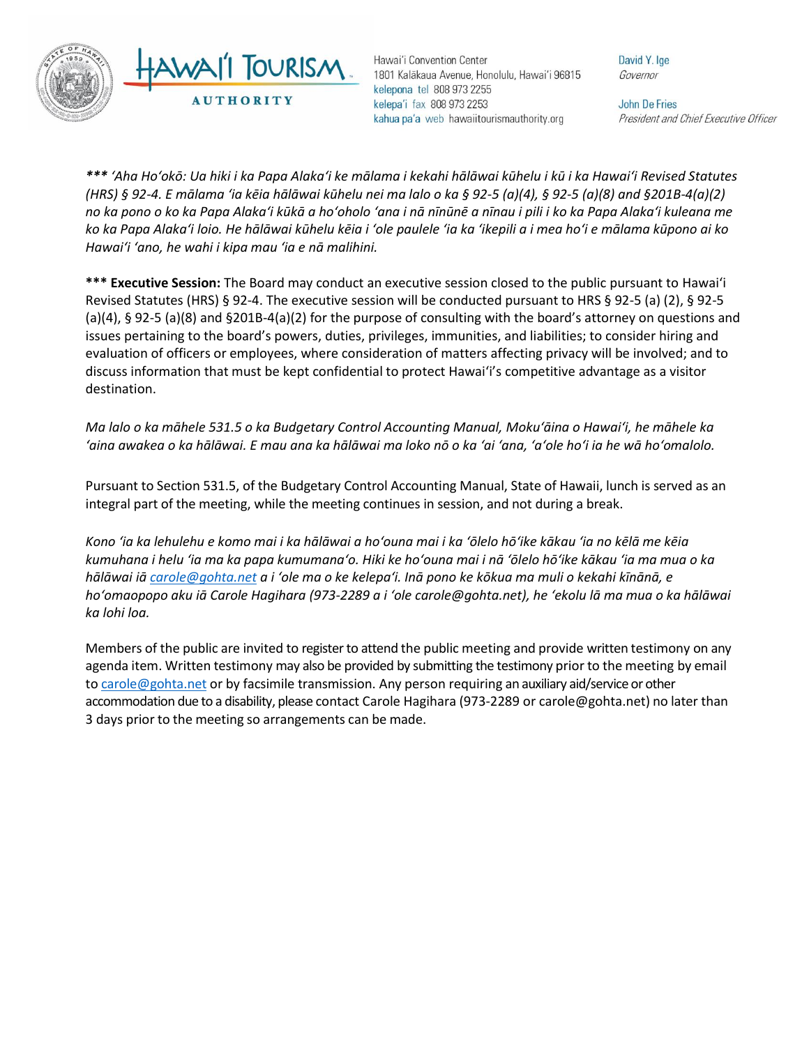*\*\*\* ʻAha Hoʻokō: Ua hiki i ka Papa Alakaʻi ke mālama i kekahi hālāwai kūhelu i kū i ka Hawaiʻi Revised Statutes (HRS) § 92-4. E mālama ʻia kēia hālāwai kūhelu nei ma lalo o ka § 92-5 (a)(4), § 92-5 (a)(8) and §201B-4(a)(2) no ka pono o ko ka Papa Alakaʻi kūkā a hoʻoholo ʻana i nā nīnūnē a nīnau i pili i ko ka Papa Alakaʻi kuleana me ko ka Papa Alakaʻi loio. He hālāwai kūhelu kēia i ʻole paulele ʻia ka ʻikepili a i mea hoʻi e mālama kūpono ai ko Hawaiʻi ʻano, he wahi i kipa mau ʻia e nā malihini.*

\*\*\* **Executive Session:** The Board may conduct an executive session closed to the public pursuant to Hawaiʻi Revised Statutes (HRS) § 92-4. The executive session will be conducted pursuant to HRS § 92-5 (a) (2), § 92-5 (a)(4), § 92-5 (a)(8) and §201B-4(a)(2) for the purpose of consulting with the board's attorney on questions and issues pertaining to the board's powers, duties, privileges, immunities, and liabilities; to consider hiring and evaluation of officers or employees, where consideration of matters affecting privacy will be involved; and to discuss information that must be kept confidential to protect Hawaiʻi's competitive advantage as a visitor destination.

*Ma lalo o ka māhele 531.5 o ka Budgetary Control Accounting Manual, Mokuʻāina o Hawaiʻi, he māhele ka ʻaina awakea o ka hālāwai. E mau ana ka hālāwai ma loko nō o ka ʻai ʻana, ʻaʻole hoʻi ia he wā hoʻomalolo.*

Pursuant to Section 531.5, of the Budgetary Control Accounting Manual, State of Hawaii, lunch is served as an integral part of the meeting, while the meeting continues in session, and not during a break.

*Kono ʻia ka lehulehu e komo mai i ka hālāwai a hoʻouna mai i ka ʻōlelo hōʻike kākau ʻia no kēlā me kēia kumuhana i helu ʻia ma ka papa kumumanaʻo. Hiki ke hoʻouna mai i nā ʻōlelo hōʻike kākau ʻia ma mua o ka hālāwai iā carole@gohta.net a i ʻole ma o ke kelepaʻi. Inā pono ke kōkua ma muli o kekahi kīnānā, e hoʻomaopopo aku iā Carole Hagihara (973-2289 a i ʻole carole@gohta.net), he ʻekolu lā ma mua o ka hālāwai ka lohi loa.*

Members of the public are invited to register to attend the public meeting and provide written testimony on any agenda item. Written testimony may also be provided by submitting the testimony prior to the meeting by email to carole@gohta.net or by facsimile transmission. Any person requiring an auxiliary aid/service or other accommodation due to a disability, please contact Carole Hagihara (973-2289 or carole@gohta.net) no later than 3 days prior to the meeting so arrangements can be made.